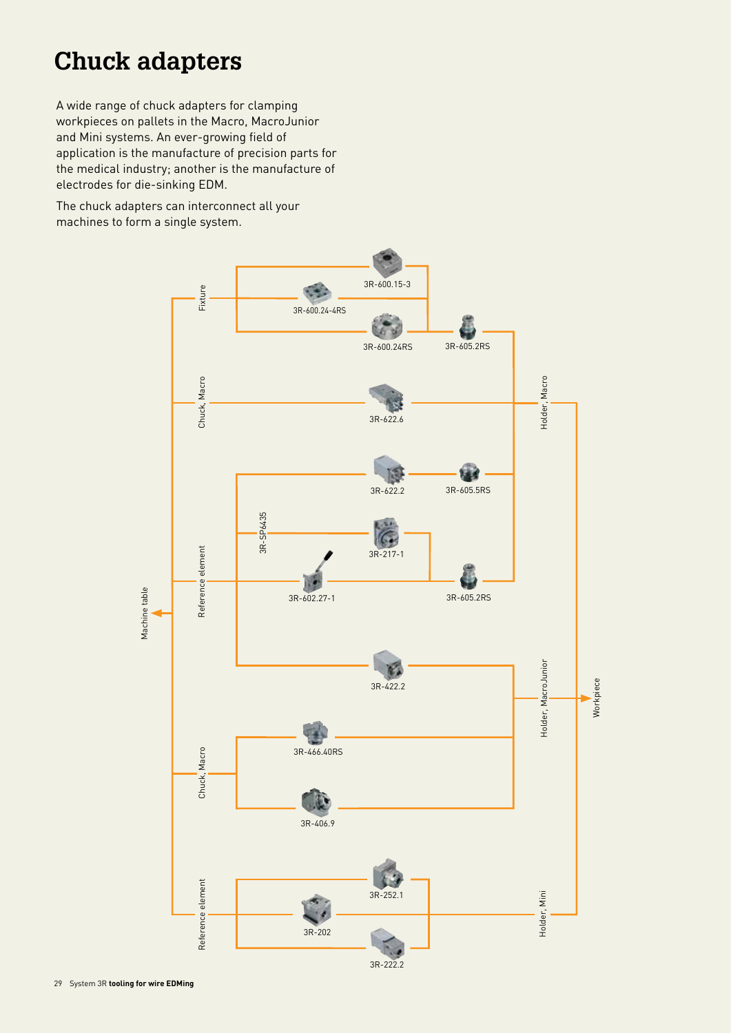# Chuck adapters

A wide range of chuck adapters for clamping workpieces on pallets in the Macro, MacroJunior and Mini systems. An ever-growing field of application is the manufacture of precision parts for the medical industry; another is the manufacture of electrodes for die-sinking EDM.

The chuck adapters can interconnect all your machines to form a single system.

Machine table

Fixture

3R-600.15-3

3R-600.24-4RS

3R-600.24RS

3R-605.2RS

Chuck, Macro

3R-622.6

Holder, Macro

3R-622.2

3R-605.5RS

3R-SP6435

3R-217-1

Reference element

3R-602.27-1

3R-605.2RS

3R-422.2

Holder, MacroJunior

Workpiece

3R-466.40RS

Chuck, Macro

3R-406.9

3R-252.1

Reference element

3R-202

Holder, Mini

3R-222.2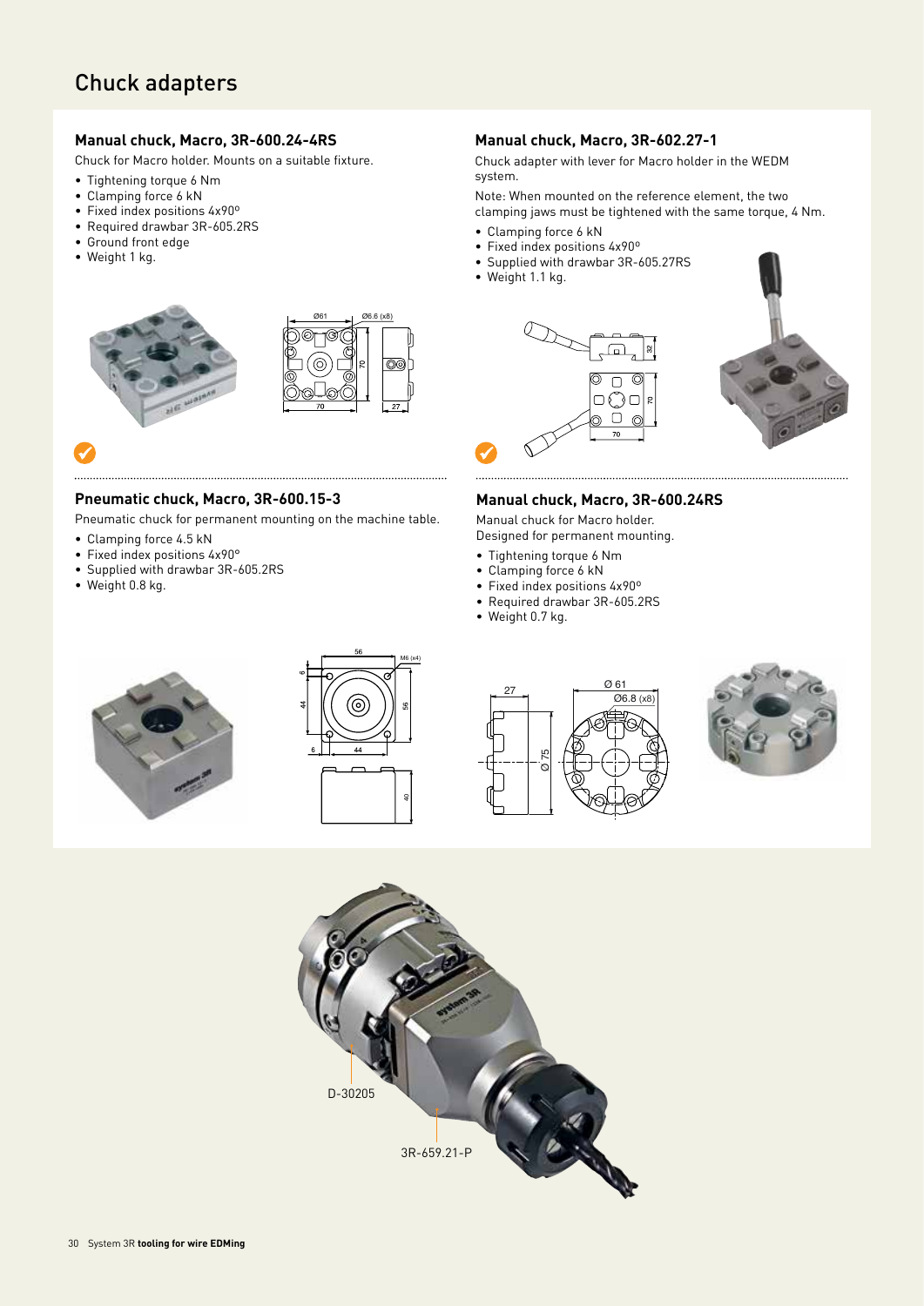# Chuck adapters

## Manual chuck, Macro, 3R-600.24-4RS

Chuck for Macro holder. Mounts on a suitable fixture.

- Tightening torque 6 Nm
- Clamping force 6 kN
- Fixed index positions 4x90°
- Required drawbar 3R-605.2RS
- Ground front edge
- Weight 1 kg.

## Manual chuck, Macro, 3R-602.27-1

Chuck adapter with lever for Macro holder in the WEDM system.

Note: When mounted on the reference element, the two clamping jaws must be tightened with the same torque, 4 Nm.

- Clamping force 6 kN
- Fixed index positions 4x90°
- Supplied with drawbar 3R-605.27RS
- Weight 1.1 kg.

## Pneumatic chuck, Macro, 3R-600.15-3

Pneumatic chuck for permanent mounting on the machine table.

- Clamping force 4.5 kN
- Fixed index positions 4x90°
- Supplied with drawbar 3R-605.2RS
- Weight 0.8 kg.

## Manual chuck, Macro, 3R-600.24RS

Manual chuck for Macro holder.
Designed for permanent mounting.

- Tightening torque 6 Nm
- Clamping force 6 kN
- Fixed index positions 4x90°
- Required drawbar 3R-605.2RS
- Weight 0.7 kg.

D-30205

3R-659.21-P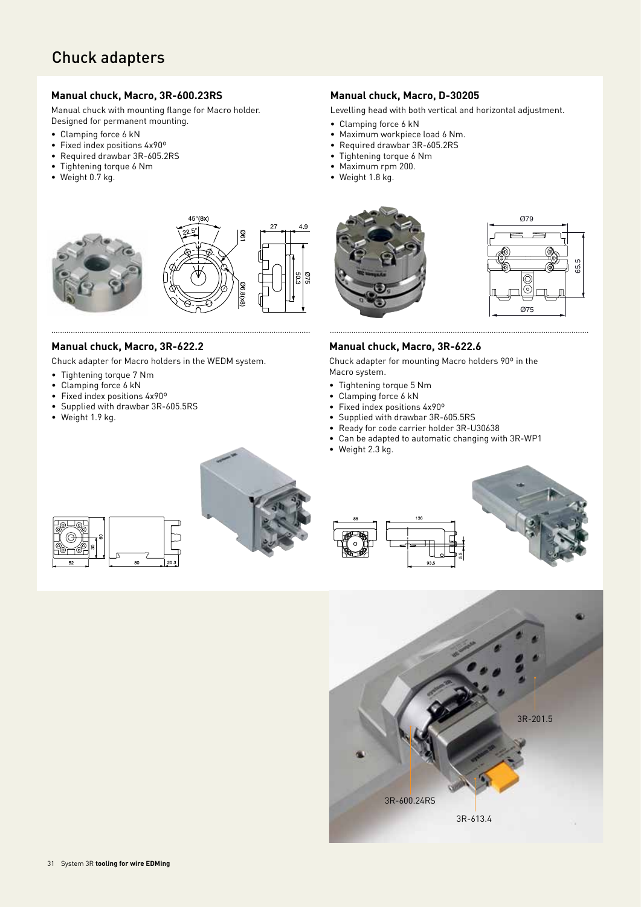# Chuck adapters

### Manual chuck, Macro, 3R-600.23RS

Manual chuck with mounting flange for Macro holder. Designed for permanent mounting.

- Clamping force 6 kN
- Fixed index positions 4x90º
- Required drawbar 3R-605.2RS
- Tightening torque 6 Nm
- Weight 0.7 kg.

### Manual chuck, Macro, D-30205

Levelling head with both vertical and horizontal adjustment.

- Clamping force 6 kN
- Maximum workpiece load 6 Nm.
- Required drawbar 3R-605.2RS
- Tightening torque 6 Nm
- Maximum rpm 200.
- Weight 1.8 kg.

### Manual chuck, Macro, 3R-622.2

Chuck adapter for Macro holders in the WEDM system.

- Tightening torque 7 Nm
- Clamping force 6 kN
- Fixed index positions 4x90º
- Supplied with drawbar 3R-605.5RS
- Weight 1.9 kg.

### Manual chuck, Macro, 3R-622.6

Chuck adapter for mounting Macro holders 90º in the Macro system.

- Tightening torque 5 Nm
- Clamping force 6 kN
- Fixed index positions 4x90º
- Supplied with drawbar 3R-605.5RS
- Ready for code carrier holder 3R-U30638
- Can be adapted to automatic changing with 3R-WP1
- Weight 2.3 kg.

3R-201.5

3R-600.24RS

3R-613.4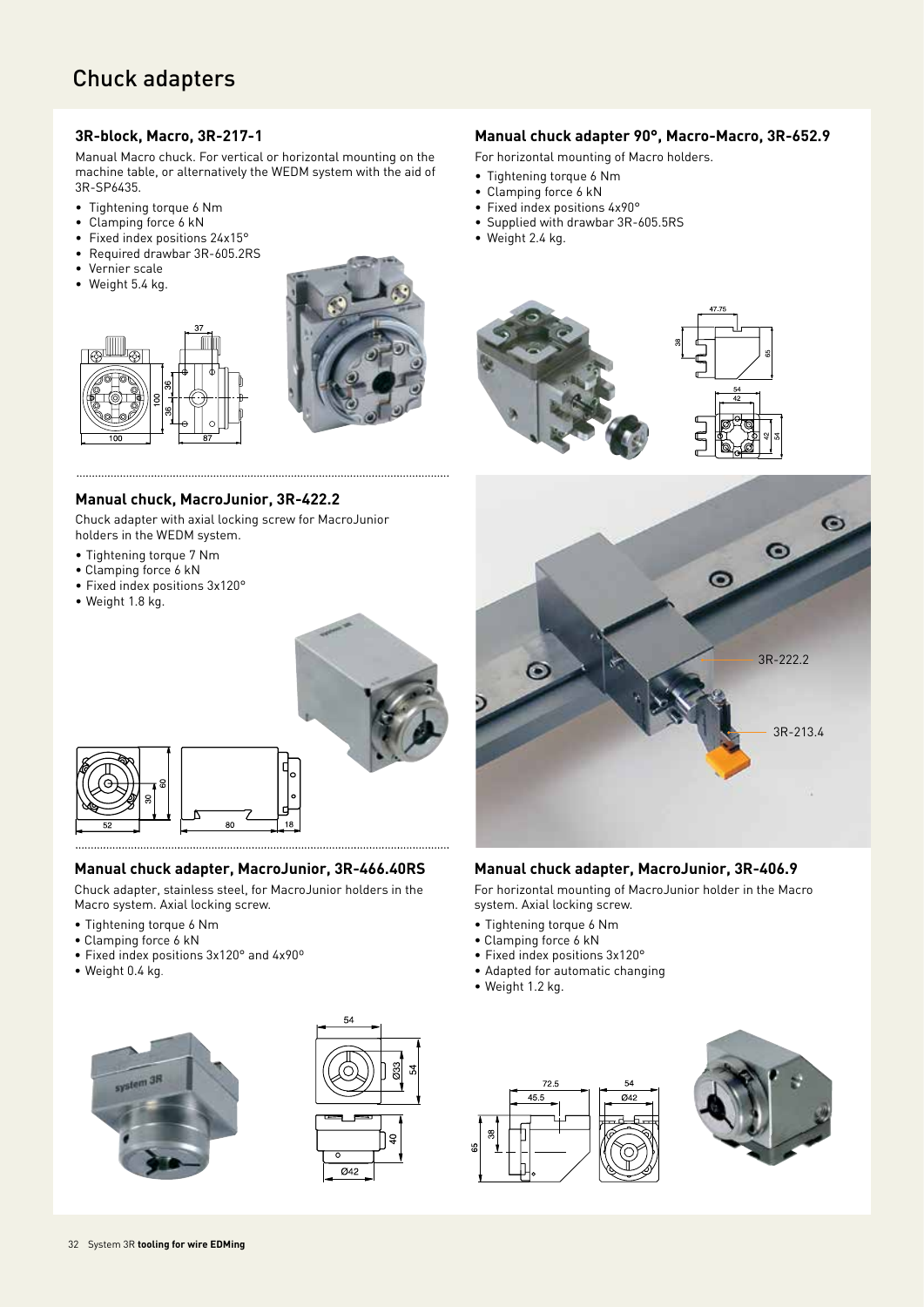# Chuck adapters

### 3R-block, Macro, 3R-217-1

Manual Macro chuck. For vertical or horizontal mounting on the machine table, or alternatively the WEDM system with the aid of 3R-SP6435.

- Tightening torque 6 Nm
- Clamping force 6 kN
- Fixed index positions 24x15°
- Required drawbar 3R-605.2RS
- Vernier scale
- Weight 5.4 kg.

### Manual chuck, MacroJunior, 3R-422.2

Chuck adapter with axial locking screw for MacroJunior holders in the WEDM system.

- Tightening torque 7 Nm
- Clamping force 6 kN
- Fixed index positions 3x120°
- Weight 1.8 kg.

### Manual chuck adapter, MacroJunior, 3R-466.40RS

Chuck adapter, stainless steel, for MacroJunior holders in the Macro system. Axial locking screw.

- Tightening torque 6 Nm
- Clamping force 6 kN
- Fixed index positions 3x120° and 4x90°
- Weight 0.4 kg.

### Manual chuck adapter 90°, Macro-Macro, 3R-652.9

For horizontal mounting of Macro holders.

- Tightening torque 6 Nm
- Clamping force 6 kN
- Fixed index positions 4x90°
- Supplied with drawbar 3R-605.5RS
- Weight 2.4 kg.

3R-222.2

3R-213.4

### Manual chuck adapter, MacroJunior, 3R-406.9

For horizontal mounting of MacroJunior holder in the Macro system. Axial locking screw.

- Tightening torque 6 Nm
- Clamping force 6 kN
- Fixed index positions 3x120°
- Adapted for automatic changing
- Weight 1.2 kg.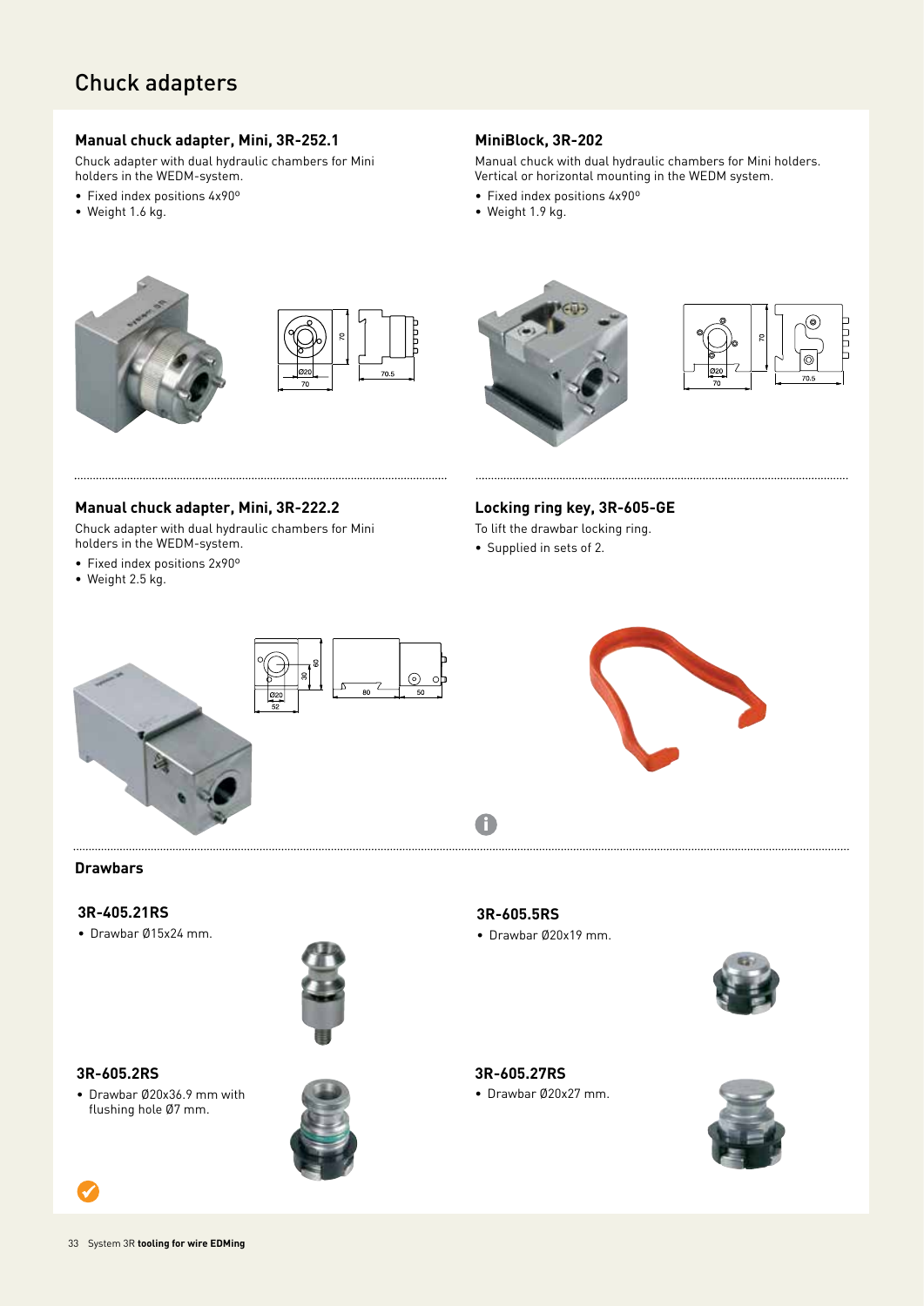# Chuck adapters

### Manual chuck adapter, Mini, 3R-252.1

Chuck adapter with dual hydraulic chambers for Mini holders in the WEDM-system.

- Fixed index positions 4x90º
- Weight 1.6 kg.

### MiniBlock, 3R-202

Manual chuck with dual hydraulic chambers for Mini holders. Vertical or horizontal mounting in the WEDM system.

- Fixed index positions 4x90º
- Weight 1.9 kg.

### Manual chuck adapter, Mini, 3R-222.2

Chuck adapter with dual hydraulic chambers for Mini holders in the WEDM-system.

- Fixed index positions 2x90º
- Weight 2.5 kg.

### Locking ring key, 3R-605-GE

To lift the drawbar locking ring.

- Supplied in sets of 2.

## Drawbars

### 3R-405.21RS

- Drawbar Ø15x24 mm.

### 3R-605.5RS

- Drawbar Ø20x19 mm.

### 3R-605.2RS

- Drawbar Ø20x36.9 mm with flushing hole Ø7 mm.

### 3R-605.27RS

- Drawbar Ø20x27 mm.